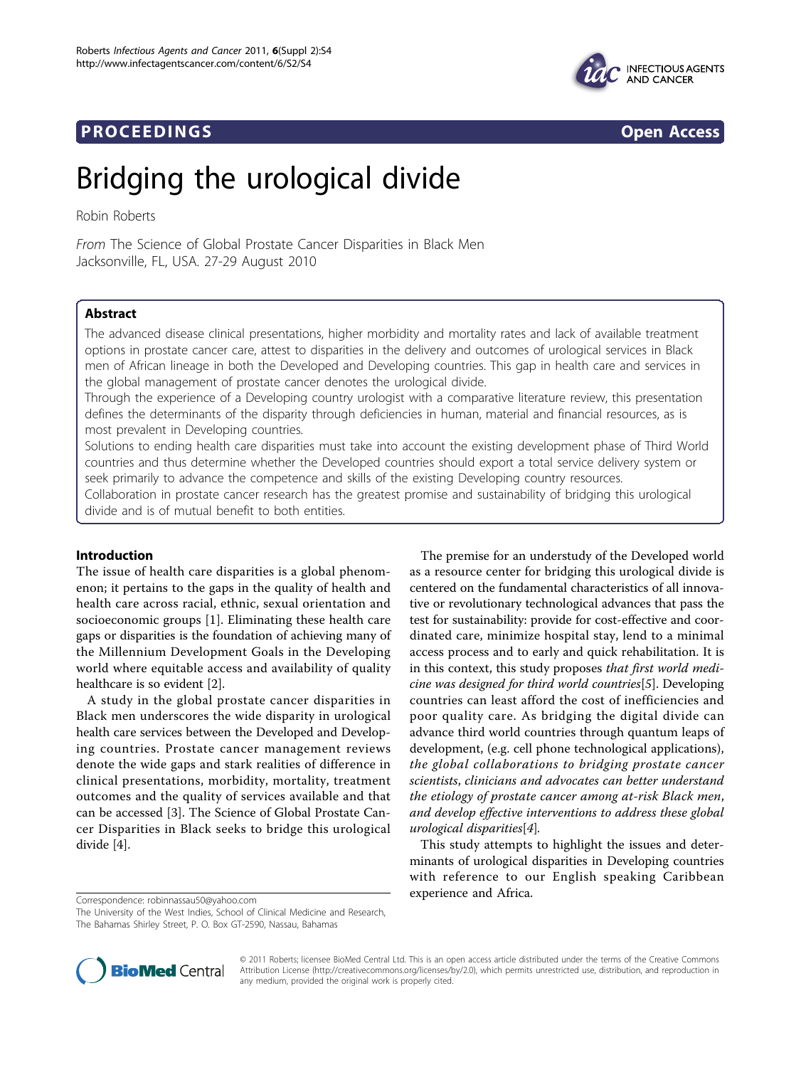**PROCEEDINGS** **Open Access**

# Bridging the urological divide

Robin Roberts

*From* The Science of Global Prostate Cancer Disparities in Black Men
Jacksonville, FL, USA. 27-29 August 2010

## Abstract

The advanced disease clinical presentations, higher morbidity and mortality rates and lack of available treatment options in prostate cancer care, attest to disparities in the delivery and outcomes of urological services in Black men of African lineage in both the Developed and Developing countries. This gap in health care and services in the global management of prostate cancer denotes the urological divide.

Through the experience of a Developing country urologist with a comparative literature review, this presentation defines the determinants of the disparity through deficiencies in human, material and financial resources, as is most prevalent in Developing countries.

Solutions to ending health care disparities must take into account the existing development phase of Third World countries and thus determine whether the Developed countries should export a total service delivery system or seek primarily to advance the competence and skills of the existing Developing country resources.

Collaboration in prostate cancer research has the greatest promise and sustainability of bridging this urological divide and is of mutual benefit to both entities.

## Introduction

The issue of health care disparities is a global phenomenon; it pertains to the gaps in the quality of health and health care across racial, ethnic, sexual orientation and socioeconomic groups [1]. Eliminating these health care gaps or disparities is the foundation of achieving many of the Millennium Development Goals in the Developing world where equitable access and availability of quality healthcare is so evident [2].

A study in the global prostate cancer disparities in Black men underscores the wide disparity in urological health care services between the Developed and Developing countries. Prostate cancer management reviews denote the wide gaps and stark realities of difference in clinical presentations, morbidity, mortality, treatment outcomes and the quality of services available and that can be accessed [3]. The Science of Global Prostate Cancer Disparities in Black seeks to bridge this urological divide [4].

The premise for an understudy of the Developed world as a resource center for bridging this urological divide is centered on the fundamental characteristics of all innovative or revolutionary technological advances that pass the test for sustainability: provide for cost-effective and coordinated care, minimize hospital stay, lend to a minimal access process and to early and quick rehabilitation. It is in this context, this study proposes *that first world medicine was designed for third world countries*[5]. Developing countries can least afford the cost of inefficiencies and poor quality care. As bridging the digital divide can advance third world countries through quantum leaps of development, (e.g. cell phone technological applications), *the global collaborations to bridging prostate cancer scientists, clinicians and advocates can better understand the etiology of prostate cancer among at-risk Black men, and develop effective interventions to address these global urological disparities*[4].

This study attempts to highlight the issues and determinants of urological disparities in Developing countries with reference to our English speaking Caribbean experience and Africa.

Correspondence: robinnassau50@yahoo.com
The University of the West Indies, School of Clinical Medicine and Research, The Bahamas Shirley Street, P. O. Box GT-2590, Nassau, Bahamas

© 2011 Roberts; licensee BioMed Central Ltd. This is an open access article distributed under the terms of the Creative Commons Attribution License (http://creativecommons.org/licenses/by/2.0), which permits unrestricted use, distribution, and reproduction in any medium, provided the original work is properly cited.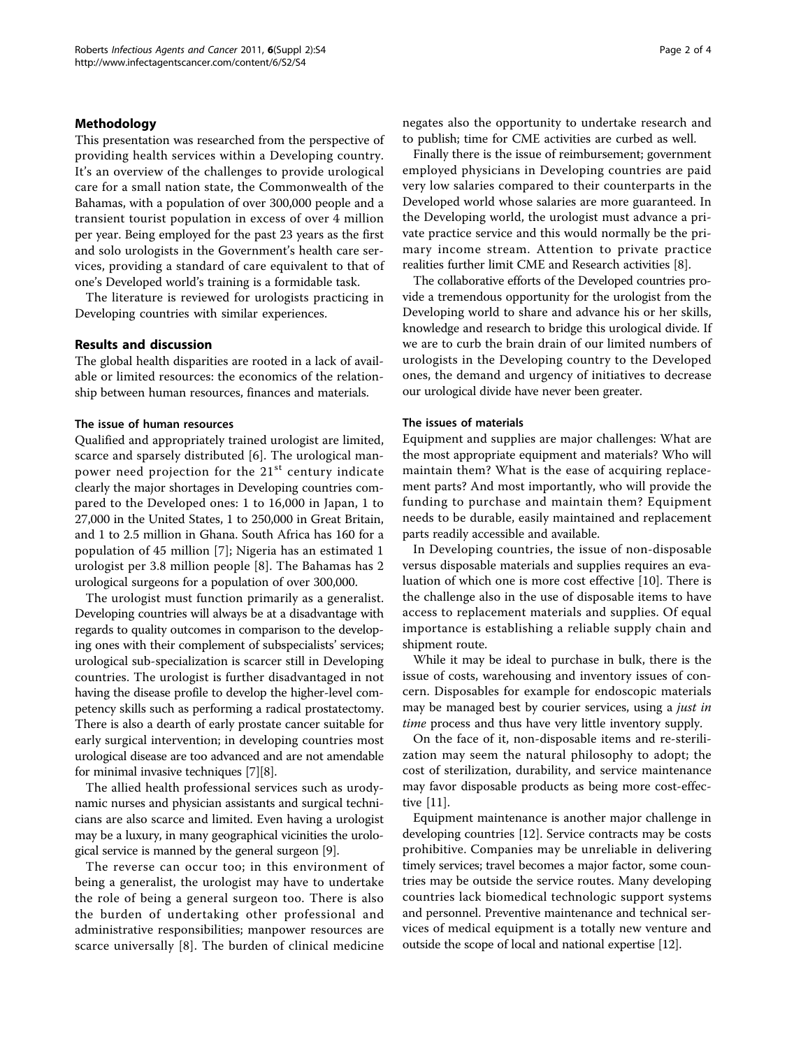## Methodology

This presentation was researched from the perspective of providing health services within a Developing country. It's an overview of the challenges to provide urological care for a small nation state, the Commonwealth of the Bahamas, with a population of over 300,000 people and a transient tourist population in excess of over 4 million per year. Being employed for the past 23 years as the first and solo urologists in the Government's health care services, providing a standard of care equivalent to that of one's Developed world's training is a formidable task.

The literature is reviewed for urologists practicing in Developing countries with similar experiences.

## Results and discussion

The global health disparities are rooted in a lack of available or limited resources: the economics of the relationship between human resources, finances and materials.

### The issue of human resources

Qualified and appropriately trained urologist are limited, scarce and sparsely distributed [6]. The urological manpower need projection for the 21st century indicate clearly the major shortages in Developing countries compared to the Developed ones: 1 to 16,000 in Japan, 1 to 27,000 in the United States, 1 to 250,000 in Great Britain, and 1 to 2.5 million in Ghana. South Africa has 160 for a population of 45 million [7]; Nigeria has an estimated 1 urologist per 3.8 million people [8]. The Bahamas has 2 urological surgeons for a population of over 300,000.

The urologist must function primarily as a generalist. Developing countries will always be at a disadvantage with regards to quality outcomes in comparison to the developing ones with their complement of subspecialists' services; urological sub-specialization is scarcer still in Developing countries. The urologist is further disadvantaged in not having the disease profile to develop the higher-level competency skills such as performing a radical prostatectomy. There is also a dearth of early prostate cancer suitable for early surgical intervention; in developing countries most urological disease are too advanced and are not amendable for minimal invasive techniques [7][8].

The allied health professional services such as urodynamic nurses and physician assistants and surgical technicians are also scarce and limited. Even having a urologist may be a luxury, in many geographical vicinities the urological service is manned by the general surgeon [9].

The reverse can occur too; in this environment of being a generalist, the urologist may have to undertake the role of being a general surgeon too. There is also the burden of undertaking other professional and administrative responsibilities; manpower resources are scarce universally [8]. The burden of clinical medicine negates also the opportunity to undertake research and to publish; time for CME activities are curbed as well.

Finally there is the issue of reimbursement; government employed physicians in Developing countries are paid very low salaries compared to their counterparts in the Developed world whose salaries are more guaranteed. In the Developing world, the urologist must advance a private practice service and this would normally be the primary income stream. Attention to private practice realities further limit CME and Research activities [8].

The collaborative efforts of the Developed countries provide a tremendous opportunity for the urologist from the Developing world to share and advance his or her skills, knowledge and research to bridge this urological divide. If we are to curb the brain drain of our limited numbers of urologists in the Developing country to the Developed ones, the demand and urgency of initiatives to decrease our urological divide have never been greater.

### The issues of materials

Equipment and supplies are major challenges: What are the most appropriate equipment and materials? Who will maintain them? What is the ease of acquiring replacement parts? And most importantly, who will provide the funding to purchase and maintain them? Equipment needs to be durable, easily maintained and replacement parts readily accessible and available.

In Developing countries, the issue of non-disposable versus disposable materials and supplies requires an evaluation of which one is more cost effective [10]. There is the challenge also in the use of disposable items to have access to replacement materials and supplies. Of equal importance is establishing a reliable supply chain and shipment route.

While it may be ideal to purchase in bulk, there is the issue of costs, warehousing and inventory issues of concern. Disposables for example for endoscopic materials may be managed best by courier services, using a *just in time* process and thus have very little inventory supply.

On the face of it, non-disposable items and re-sterilization may seem the natural philosophy to adopt; the cost of sterilization, durability, and service maintenance may favor disposable products as being more cost-effective [11].

Equipment maintenance is another major challenge in developing countries [12]. Service contracts may be costs prohibitive. Companies may be unreliable in delivering timely services; travel becomes a major factor, some countries may be outside the service routes. Many developing countries lack biomedical technologic support systems and personnel. Preventive maintenance and technical services of medical equipment is a totally new venture and outside the scope of local and national expertise [12].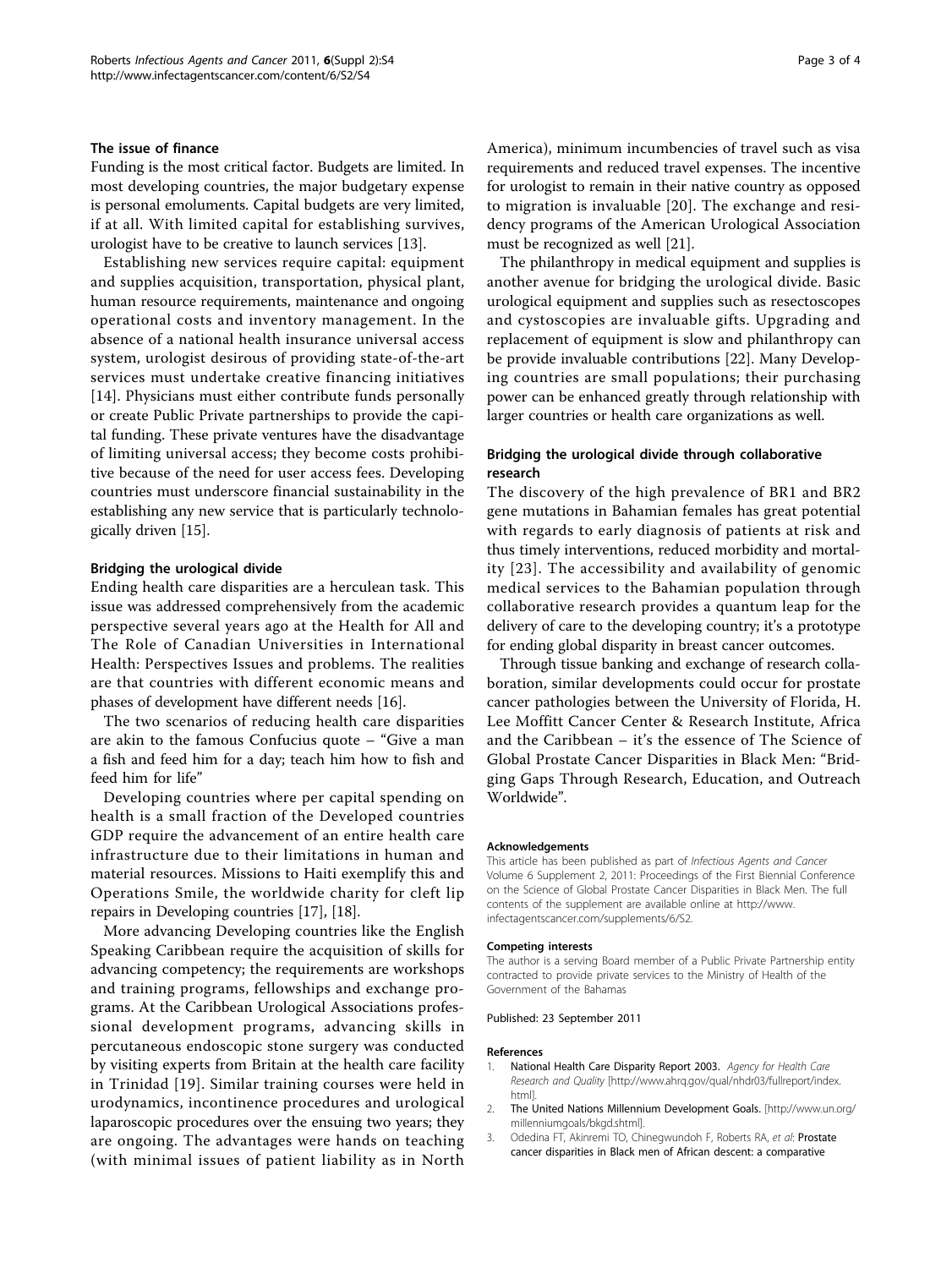### The issue of finance

Funding is the most critical factor. Budgets are limited. In most developing countries, the major budgetary expense is personal emoluments. Capital budgets are very limited, if at all. With limited capital for establishing survives, urologist have to be creative to launch services [13].

Establishing new services require capital: equipment and supplies acquisition, transportation, physical plant, human resource requirements, maintenance and ongoing operational costs and inventory management. In the absence of a national health insurance universal access system, urologist desirous of providing state-of-the-art services must undertake creative financing initiatives [14]. Physicians must either contribute funds personally or create Public Private partnerships to provide the capital funding. These private ventures have the disadvantage of limiting universal access; they become costs prohibitive because of the need for user access fees. Developing countries must underscore financial sustainability in the establishing any new service that is particularly technologically driven [15].

### Bridging the urological divide

Ending health care disparities are a herculean task. This issue was addressed comprehensively from the academic perspective several years ago at the Health for All and The Role of Canadian Universities in International Health: Perspectives Issues and problems. The realities are that countries with different economic means and phases of development have different needs [16].

The two scenarios of reducing health care disparities are akin to the famous Confucius quote – "Give a man a fish and feed him for a day; teach him how to fish and feed him for life"

Developing countries where per capital spending on health is a small fraction of the Developed countries GDP require the advancement of an entire health care infrastructure due to their limitations in human and material resources. Missions to Haiti exemplify this and Operations Smile, the worldwide charity for cleft lip repairs in Developing countries [17], [18].

More advancing Developing countries like the English Speaking Caribbean require the acquisition of skills for advancing competency; the requirements are workshops and training programs, fellowships and exchange programs. At the Caribbean Urological Associations professional development programs, advancing skills in percutaneous endoscopic stone surgery was conducted by visiting experts from Britain at the health care facility in Trinidad [19]. Similar training courses were held in urodynamics, incontinence procedures and urological laparoscopic procedures over the ensuing two years; they are ongoing. The advantages were hands on teaching (with minimal issues of patient liability as in North America), minimum incumbencies of travel such as visa requirements and reduced travel expenses. The incentive for urologist to remain in their native country as opposed to migration is invaluable [20]. The exchange and residency programs of the American Urological Association must be recognized as well [21].

The philanthropy in medical equipment and supplies is another avenue for bridging the urological divide. Basic urological equipment and supplies such as resectoscopes and cystoscopies are invaluable gifts. Upgrading and replacement of equipment is slow and philanthropy can be provide invaluable contributions [22]. Many Developing countries are small populations; their purchasing power can be enhanced greatly through relationship with larger countries or health care organizations as well.

### Bridging the urological divide through collaborative research

The discovery of the high prevalence of BR1 and BR2 gene mutations in Bahamian females has great potential with regards to early diagnosis of patients at risk and thus timely interventions, reduced morbidity and mortality [23]. The accessibility and availability of genomic medical services to the Bahamian population through collaborative research provides a quantum leap for the delivery of care to the developing country; it's a prototype for ending global disparity in breast cancer outcomes.

Through tissue banking and exchange of research collaboration, similar developments could occur for prostate cancer pathologies between the University of Florida, H. Lee Moffitt Cancer Center & Research Institute, Africa and the Caribbean – it's the essence of The Science of Global Prostate Cancer Disparities in Black Men: "Bridging Gaps Through Research, Education, and Outreach Worldwide".

#### Acknowledgements

This article has been published as part of *Infectious Agents and Cancer* Volume 6 Supplement 2, 2011: Proceedings of the First Biennial Conference on the Science of Global Prostate Cancer Disparities in Black Men. The full contents of the supplement are available online at http://www.infectagentscancer.com/supplements/6/S2.

#### Competing interests

The author is a serving Board member of a Public Private Partnership entity contracted to provide private services to the Ministry of Health of the Government of the Bahamas

Published: 23 September 2011

#### References

1. **National Health Care Disparity Report 2003.** *Agency for Health Care Research and Quality* [http://www.ahrq.gov/qual/nhdr03/fullreport/index.html].
2. **The United Nations Millennium Development Goals.** [http://www.un.org/millenniumgoals/bkgd.shtml].
3. Odedina FT, Akinremi TO, Chinegwundoh F, Roberts RA, *et al*: **Prostate cancer disparities in Black men of African descent: a comparative**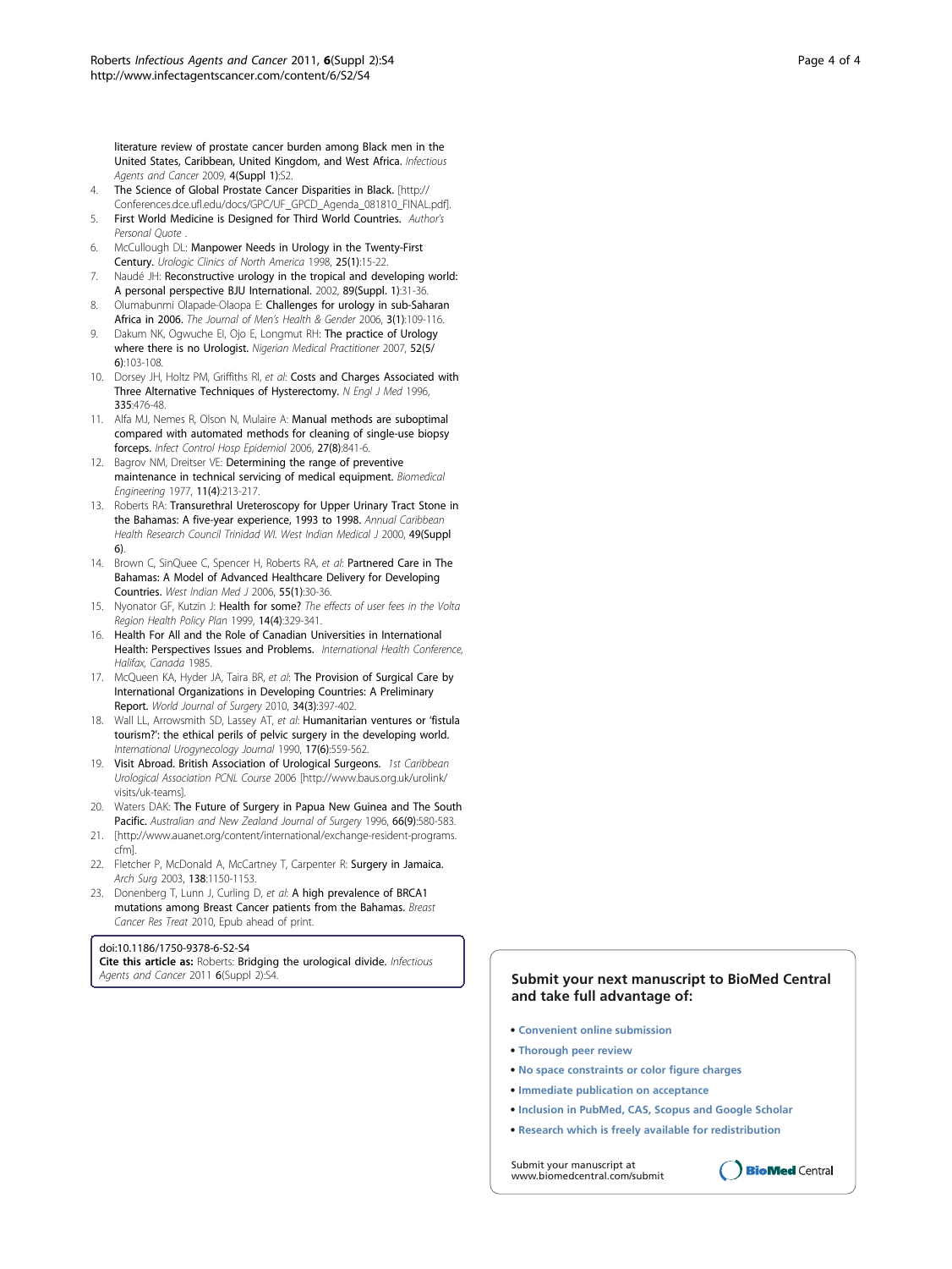literature review of prostate cancer burden among Black men in the United States, Caribbean, United Kingdom, and West Africa. *Infectious Agents and Cancer* 2009, **4(Suppl 1)**:S2.

4. The Science of Global Prostate Cancer Disparities in Black. [http://Conferences.dce.ufl.edu/docs/GPC/UF_GPCD_Agenda_081810_FINAL.pdf].
5. First World Medicine is Designed for Third World Countries. *Author's Personal Quote* .
6. McCullough DL: **Manpower Needs in Urology in the Twenty-First Century.** *Urologic Clinics of North America* 1998, **25(1)**:15-22.
7. Naudé JH: **Reconstructive urology in the tropical and developing world: A personal perspective BJU International.** 2002, **89(Suppl. 1)**:31-36.
8. Olumabunmi Olapade-Olaopa E: **Challenges for urology in sub-Saharan Africa in 2006.** *The Journal of Men's Health & Gender* 2006, **3(1)**:109-116.
9. Dakum NK, Ogwuche EI, Ojo E, Longmut RH: **The practice of Urology where there is no Urologist.** *Nigerian Medical Practitioner* 2007, **52(5/6)**:103-108.
10. Dorsey JH, Holtz PM, Griffiths RI, *et al*: **Costs and Charges Associated with Three Alternative Techniques of Hysterectomy.** *N Engl J Med* 1996, **335**:476-48.
11. Alfa MJ, Nemes R, Olson N, Mulaire A: **Manual methods are suboptimal compared with automated methods for cleaning of single-use biopsy forceps.** *Infect Control Hosp Epidemiol* 2006, **27(8)**:841-6.
12. Bagrov NM, Dreitser VE: **Determining the range of preventive maintenance in technical servicing of medical equipment.** *Biomedical Engineering* 1977, **11(4)**:213-217.
13. Roberts RA: **Transurethral Ureteroscopy for Upper Urinary Tract Stone in the Bahamas: A five-year experience, 1993 to 1998.** *Annual Caribbean Health Research Council Trinidad WI. West Indian Medical J* 2000, **49(Suppl 6)**.
14. Brown C, SinQuee C, Spencer H, Roberts RA, *et al*: **Partnered Care in The Bahamas: A Model of Advanced Healthcare Delivery for Developing Countries.** *West Indian Med J* 2006, **55(1)**:30-36.
15. Nyonator GF, Kutzin J: **Health for some?** *The effects of user fees in the Volta Region Health Policy Plan* 1999, **14(4)**:329-341.
16. **Health For All and the Role of Canadian Universities in International Health: Perspectives Issues and Problems.** *International Health Conference, Halifax, Canada* 1985.
17. McQueen KA, Hyder JA, Taira BR, *et al*: **The Provision of Surgical Care by International Organizations in Developing Countries: A Preliminary Report.** *World Journal of Surgery* 2010, **34(3)**:397-402.
18. Wall LL, Arrowsmith SD, Lassey AT, *et al*: **Humanitarian ventures or 'fistula tourism?': the ethical perils of pelvic surgery in the developing world.** *International Urogynecology Journal* 1990, **17(6)**:559-562.
19. **Visit Abroad. British Association of Urological Surgeons.** *1st Caribbean Urological Association PCNL Course* 2006 [http://www.baus.org.uk/urolink/visits/uk-teams].
20. Waters DAK: **The Future of Surgery in Papua New Guinea and The South Pacific.** *Australian and New Zealand Journal of Surgery* 1996, **66(9)**:580-583.
21. [http://www.auanet.org/content/international/exchange-resident-programs.cfm].
22. Fletcher P, McDonald A, McCartney T, Carpenter R: **Surgery in Jamaica.** *Arch Surg* 2003, **138**:1150-1153.
23. Donenberg T, Lunn J, Curling D, *et al*: **A high prevalence of BRCA1 mutations among Breast Cancer patients from the Bahamas.** *Breast Cancer Res Treat* 2010, Epub ahead of print.

doi:10.1186/1750-9378-6-S2-S4
**Cite this article as:** Roberts: Bridging the urological divide. *Infectious Agents and Cancer* 2011 **6**(Suppl 2):S4.

**Submit your next manuscript to BioMed Central and take full advantage of:**

- Convenient online submission
- Thorough peer review
- No space constraints or color figure charges
- Immediate publication on acceptance
- Inclusion in PubMed, CAS, Scopus and Google Scholar
- Research which is freely available for redistribution

Submit your manuscript at www.biomedcentral.com/submit

BioMed Central